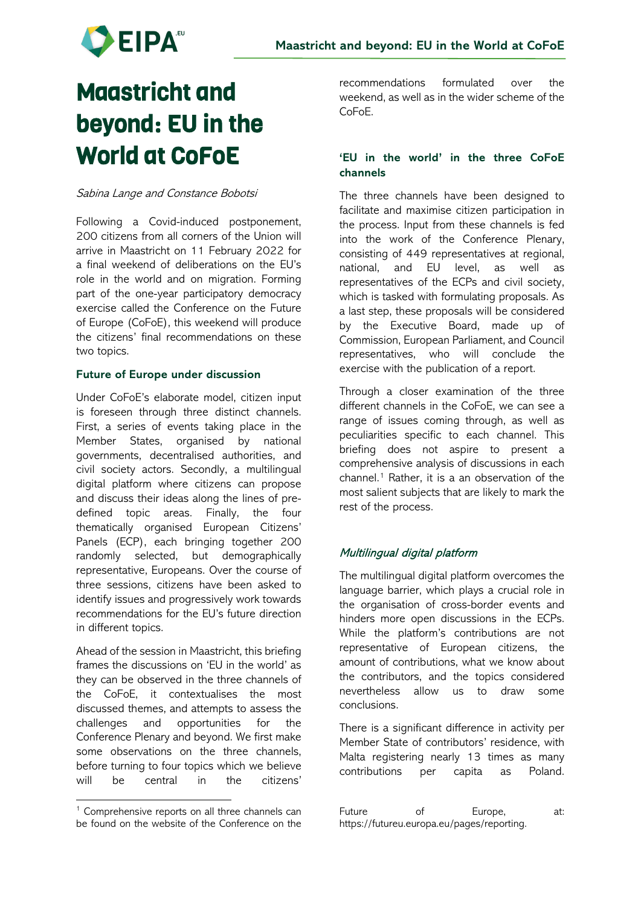# Maastricht and beyond: EU in the World at CoFoE

*Sabina Lange and Constance Bobotsi*

Following a Covid-induced postponement, 200 citizens from all corners of the Union will arrive in Maastricht on 11 February 2022 for a final weekend of deliberations on the EU's role in the world and on migration. Forming part of the one-year participatory democracy exercise called the Conference on the Future of Europe (CoFoE), this weekend will produce the citizens' final recommendations on these two topics.

### Future of Europe under discussion

Under CoFoE's elaborate model, citizen input is foreseen through three distinct channels. First, a series of events taking place in the Member States, organised by national governments, decentralised authorities, and civil society actors. Secondly, a multilingual digital platform where citizens can propose and discuss their ideas along the lines of pre-defined topic areas. Finally, the four thematically organised European Citizens' Panels (ECP), each bringing together 200 randomly selected, but demographically representative, Europeans. Over the course of three sessions, citizens have been asked to identify issues and progressively work towards recommendations for the EU's future direction in different topics.

Ahead of the session in Maastricht, this briefing frames the discussions on 'EU in the world' as they can be observed in the three channels of the CoFoE, it contextualises the most discussed themes, and attempts to assess the challenges and opportunities for the Conference Plenary and beyond. We first make some observations on the three channels, before turning to four topics which we believe will be central in the citizens' recommendations formulated over the weekend, as well as in the wider scheme of the CoFoE.

### 'EU in the world' in the three CoFoE channels

The three channels have been designed to facilitate and maximise citizen participation in the process. Input from these channels is fed into the work of the Conference Plenary, consisting of 449 representatives at regional, national, and EU level, as well as representatives of the ECPs and civil society, which is tasked with formulating proposals. As a last step, these proposals will be considered by the Executive Board, made up of Commission, European Parliament, and Council representatives, who will conclude the exercise with the publication of a report.

Through a closer examination of the three different channels in the CoFoE, we can see a range of issues coming through, as well as peculiarities specific to each channel. This briefing does not aspire to present a comprehensive analysis of discussions in each channel.[1] Rather, it is a an observation of the most salient subjects that are likely to mark the rest of the process.

#### *Multilingual digital platform*

The multilingual digital platform overcomes the language barrier, which plays a crucial role in the organisation of cross-border events and hinders more open discussions in the ECPs. While the platform's contributions are not representative of European citizens, the amount of contributions, what we know about the contributors, and the topics considered nevertheless allow us to draw some conclusions.

There is a significant difference in activity per Member State of contributors' residence, with Malta registering nearly 13 times as many contributions per capita as Poland.

[1] Comprehensive reports on all three channels can be found on the website of the Conference on the Future of Europe, at: https://futureu.europa.eu/pages/reporting.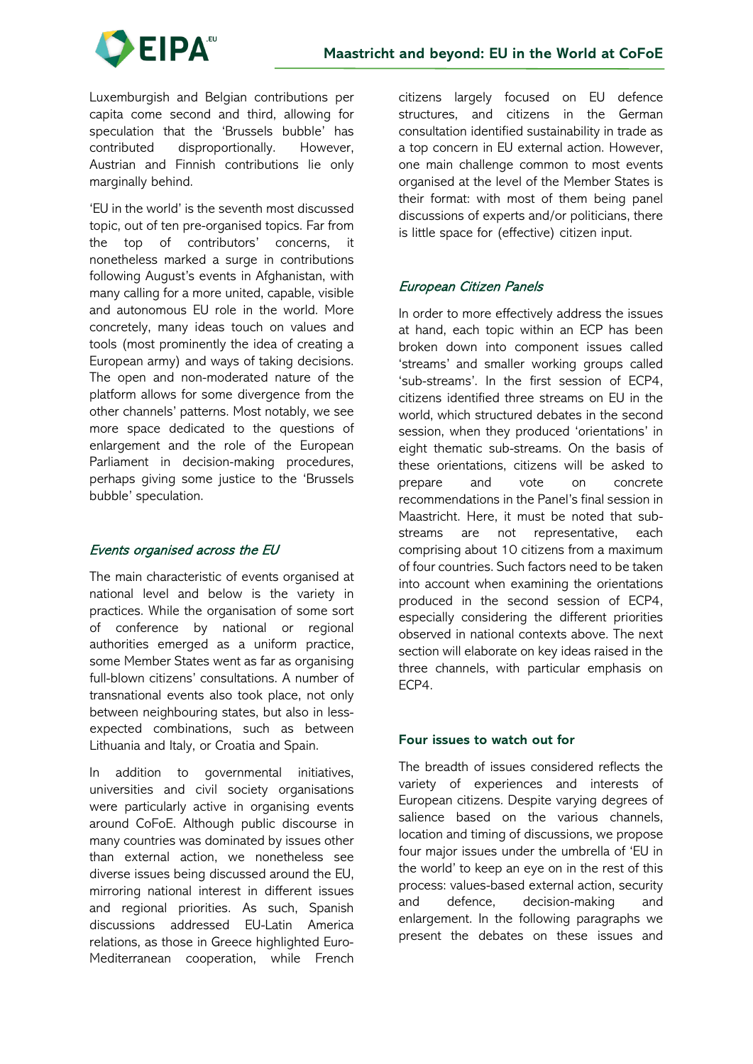Luxemburgish and Belgian contributions per capita come second and third, allowing for speculation that the 'Brussels bubble' has contributed disproportionally. However, Austrian and Finnish contributions lie only marginally behind.

'EU in the world' is the seventh most discussed topic, out of ten pre-organised topics. Far from the top of contributors' concerns, it nonetheless marked a surge in contributions following August's events in Afghanistan, with many calling for a more united, capable, visible and autonomous EU role in the world. More concretely, many ideas touch on values and tools (most prominently the idea of creating a European army) and ways of taking decisions. The open and non-moderated nature of the platform allows for some divergence from the other channels' patterns. Most notably, we see more space dedicated to the questions of enlargement and the role of the European Parliament in decision-making procedures, perhaps giving some justice to the 'Brussels bubble' speculation.

### *Events organised across the EU*

The main characteristic of events organised at national level and below is the variety in practices. While the organisation of some sort of conference by national or regional authorities emerged as a uniform practice, some Member States went as far as organising full-blown citizens' consultations. A number of transnational events also took place, not only between neighbouring states, but also in less-expected combinations, such as between Lithuania and Italy, or Croatia and Spain.

In addition to governmental initiatives, universities and civil society organisations were particularly active in organising events around CoFoE. Although public discourse in many countries was dominated by issues other than external action, we nonetheless see diverse issues being discussed around the EU, mirroring national interest in different issues and regional priorities. As such, Spanish discussions addressed EU-Latin America relations, as those in Greece highlighted Euro-Mediterranean cooperation, while French citizens largely focused on EU defence structures, and citizens in the German consultation identified sustainability in trade as a top concern in EU external action. However, one main challenge common to most events organised at the level of the Member States is their format: with most of them being panel discussions of experts and/or politicians, there is little space for (effective) citizen input.

### *European Citizen Panels*

In order to more effectively address the issues at hand, each topic within an ECP has been broken down into component issues called 'streams' and smaller working groups called 'sub-streams'. In the first session of ECP4, citizens identified three streams on EU in the world, which structured debates in the second session, when they produced 'orientations' in eight thematic sub-streams. On the basis of these orientations, citizens will be asked to prepare and vote on concrete recommendations in the Panel's final session in Maastricht. Here, it must be noted that sub-streams are not representative, each comprising about 10 citizens from a maximum of four countries. Such factors need to be taken into account when examining the orientations produced in the second session of ECP4, especially considering the different priorities observed in national contexts above. The next section will elaborate on key ideas raised in the three channels, with particular emphasis on ECP4.

## Four issues to watch out for

The breadth of issues considered reflects the variety of experiences and interests of European citizens. Despite varying degrees of salience based on the various channels, location and timing of discussions, we propose four major issues under the umbrella of 'EU in the world' to keep an eye on in the rest of this process: values-based external action, security and defence, decision-making and enlargement. In the following paragraphs we present the debates on these issues and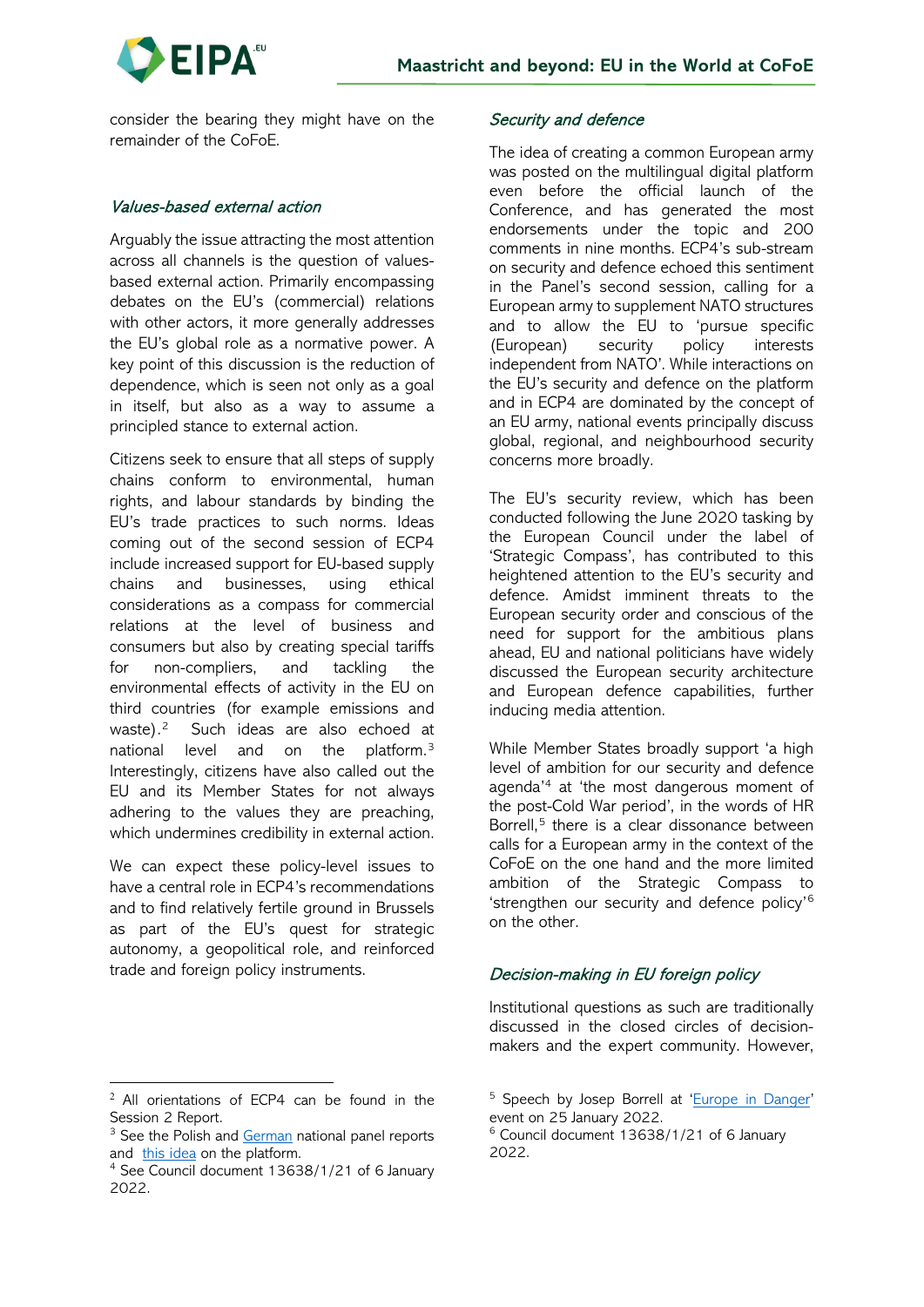consider the bearing they might have on the remainder of the CoFoE.

### *Values-based external action*

Arguably the issue attracting the most attention across all channels is the question of values-based external action. Primarily encompassing debates on the EU's (commercial) relations with other actors, it more generally addresses the EU's global role as a normative power. A key point of this discussion is the reduction of dependence, which is seen not only as a goal in itself, but also as a way to assume a principled stance to external action.

Citizens seek to ensure that all steps of supply chains conform to environmental, human rights, and labour standards by binding the EU's trade practices to such norms. Ideas coming out of the second session of ECP4 include increased support for EU-based supply chains and businesses, using ethical considerations as a compass for commercial relations at the level of business and consumers but also by creating special tariffs for non-compliers, and tackling the environmental effects of activity in the EU on third countries (for example emissions and waste).[2] Such ideas are also echoed at national level and on the platform.[3] Interestingly, citizens have also called out the EU and its Member States for not always adhering to the values they are preaching, which undermines credibility in external action.

We can expect these policy-level issues to have a central role in ECP4's recommendations and to find relatively fertile ground in Brussels as part of the EU's quest for strategic autonomy, a geopolitical role, and reinforced trade and foreign policy instruments.

### *Security and defence*

The idea of creating a common European army was posted on the multilingual digital platform even before the official launch of the Conference, and has generated the most endorsements under the topic and 200 comments in nine months. ECP4's sub-stream on security and defence echoed this sentiment in the Panel's second session, calling for a European army to supplement NATO structures and to allow the EU to 'pursue specific (European) security policy interests independent from NATO'. While interactions on the EU's security and defence on the platform and in ECP4 are dominated by the concept of an EU army, national events principally discuss global, regional, and neighbourhood security concerns more broadly.

The EU's security review, which has been conducted following the June 2020 tasking by the European Council under the label of 'Strategic Compass', has contributed to this heightened attention to the EU's security and defence. Amidst imminent threats to the European security order and conscious of the need for support for the ambitious plans ahead, EU and national politicians have widely discussed the European security architecture and European defence capabilities, further inducing media attention.

While Member States broadly support 'a high level of ambition for our security and defence agenda'[4] at 'the most dangerous moment of the post-Cold War period', in the words of HR Borrell,[5] there is a clear dissonance between calls for a European army in the context of the CoFoE on the one hand and the more limited ambition of the Strategic Compass to 'strengthen our security and defence policy'[6] on the other.

### *Decision-making in EU foreign policy*

Institutional questions as such are traditionally discussed in the closed circles of decision-makers and the expert community. However,

---

[2] All orientations of ECP4 can be found in the Session 2 Report.

[3] See the Polish and German national panel reports and this idea on the platform.

[4] See Council document 13638/1/21 of 6 January 2022.

[5] Speech by Josep Borrell at 'Europe in Danger' event on 25 January 2022.

[6] Council document 13638/1/21 of 6 January 2022.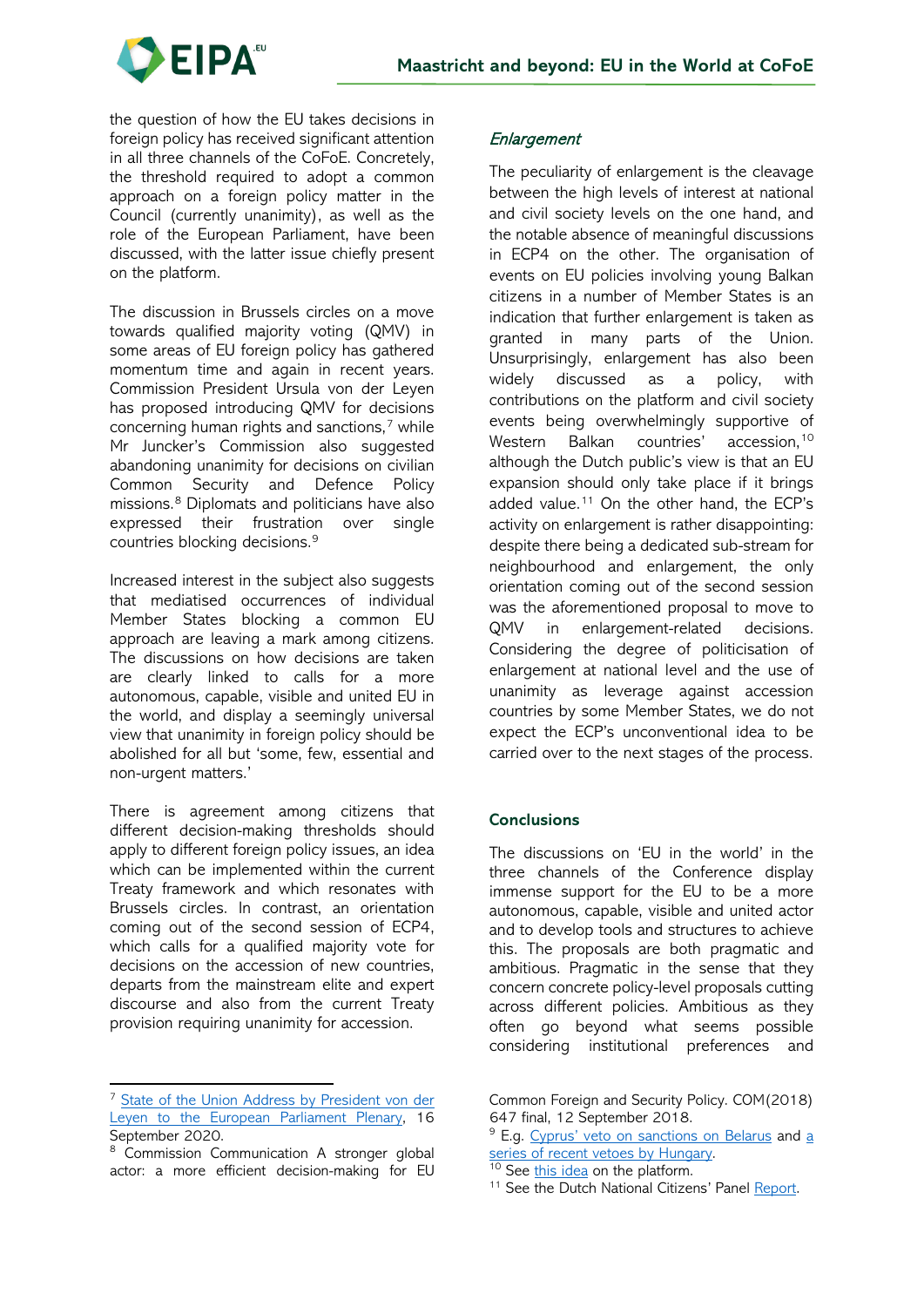the question of how the EU takes decisions in foreign policy has received significant attention in all three channels of the CoFoE. Concretely, the threshold required to adopt a common approach on a foreign policy matter in the Council (currently unanimity), as well as the role of the European Parliament, have been discussed, with the latter issue chiefly present on the platform.

The discussion in Brussels circles on a move towards qualified majority voting (QMV) in some areas of EU foreign policy has gathered momentum time and again in recent years. Commission President Ursula von der Leyen has proposed introducing QMV for decisions concerning human rights and sanctions,[7] while Mr Juncker's Commission also suggested abandoning unanimity for decisions on civilian Common Security and Defence Policy missions.[8] Diplomats and politicians have also expressed their frustration over single countries blocking decisions.[9]

Increased interest in the subject also suggests that mediatised occurrences of individual Member States blocking a common EU approach are leaving a mark among citizens. The discussions on how decisions are taken are clearly linked to calls for a more autonomous, capable, visible and united EU in the world, and display a seemingly universal view that unanimity in foreign policy should be abolished for all but 'some, few, essential and non-urgent matters.'

There is agreement among citizens that different decision-making thresholds should apply to different foreign policy issues, an idea which can be implemented within the current Treaty framework and which resonates with Brussels circles. In contrast, an orientation coming out of the second session of ECP4, which calls for a qualified majority vote for decisions on the accession of new countries, departs from the mainstream elite and expert discourse and also from the current Treaty provision requiring unanimity for accession.

### *Enlargement*

The peculiarity of enlargement is the cleavage between the high levels of interest at national and civil society levels on the one hand, and the notable absence of meaningful discussions in ECP4 on the other. The organisation of events on EU policies involving young Balkan citizens in a number of Member States is an indication that further enlargement is taken as granted in many parts of the Union. Unsurprisingly, enlargement has also been widely discussed as a policy, with contributions on the platform and civil society events being overwhelmingly supportive of Western Balkan countries' accession,[10] although the Dutch public's view is that an EU expansion should only take place if it brings added value.[11] On the other hand, the ECP's activity on enlargement is rather disappointing: despite there being a dedicated sub-stream for neighbourhood and enlargement, the only orientation coming out of the second session was the aforementioned proposal to move to QMV in enlargement-related decisions. Considering the degree of politicisation of enlargement at national level and the use of unanimity as leverage against accession countries by some Member States, we do not expect the ECP's unconventional idea to be carried over to the next stages of the process.

## Conclusions

The discussions on 'EU in the world' in the three channels of the Conference display immense support for the EU to be a more autonomous, capable, visible and united actor and to develop tools and structures to achieve this. The proposals are both pragmatic and ambitious. Pragmatic in the sense that they concern concrete policy-level proposals cutting across different policies. Ambitious as they often go beyond what seems possible considering institutional preferences and

---

[7] State of the Union Address by President von der Leyen to the European Parliament Plenary, 16 September 2020.

[8] Commission Communication A stronger global actor: a more efficient decision-making for EU Common Foreign and Security Policy. COM(2018) 647 final, 12 September 2018.

[9] E.g. Cyprus' veto on sanctions on Belarus and a series of recent vetoes by Hungary.

[10] See this idea on the platform.

[11] See the Dutch National Citizens' Panel Report.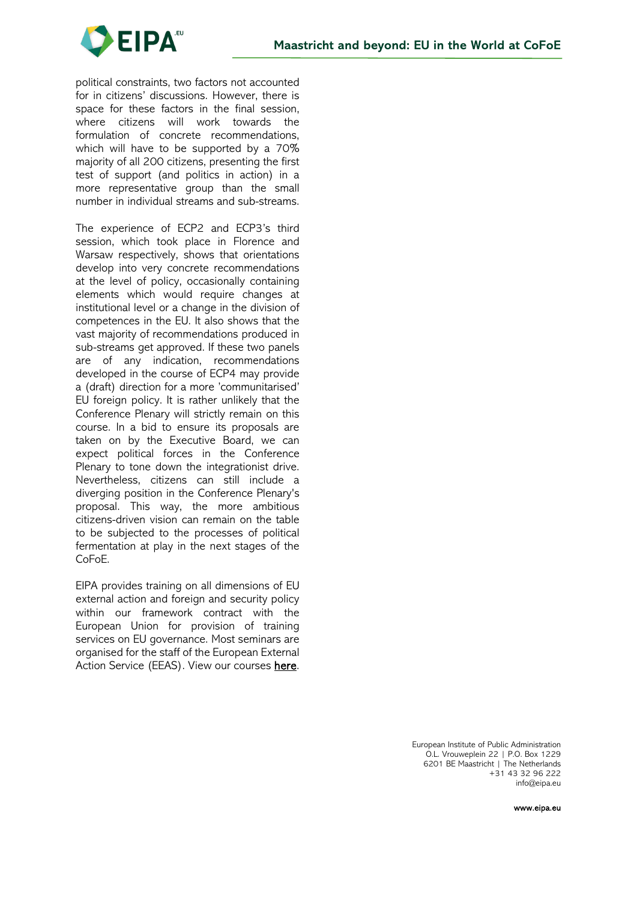political constraints, two factors not accounted for in citizens' discussions. However, there is space for these factors in the final session, where citizens will work towards the formulation of concrete recommendations, which will have to be supported by a 70% majority of all 200 citizens, presenting the first test of support (and politics in action) in a more representative group than the small number in individual streams and sub-streams.

The experience of ECP2 and ECP3's third session, which took place in Florence and Warsaw respectively, shows that orientations develop into very concrete recommendations at the level of policy, occasionally containing elements which would require changes at institutional level or a change in the division of competences in the EU. It also shows that the vast majority of recommendations produced in sub-streams get approved. If these two panels are of any indication, recommendations developed in the course of ECP4 may provide a (draft) direction for a more 'communitarised' EU foreign policy. It is rather unlikely that the Conference Plenary will strictly remain on this course. In a bid to ensure its proposals are taken on by the Executive Board, we can expect political forces in the Conference Plenary to tone down the integrationist drive. Nevertheless, citizens can still include a diverging position in the Conference Plenary's proposal. This way, the more ambitious citizens-driven vision can remain on the table to be subjected to the processes of political fermentation at play in the next stages of the CoFoE.

EIPA provides training on all dimensions of EU external action and foreign and security policy within our framework contract with the European Union for provision of training services on EU governance. Most seminars are organised for the staff of the European External Action Service (EEAS). View our courses here.

European Institute of Public Administration
O.L. Vrouweplein 22 | P.O. Box 1229
6201 BE Maastricht | The Netherlands
+31 43 32 96 222
info@eipa.eu

www.eipa.eu